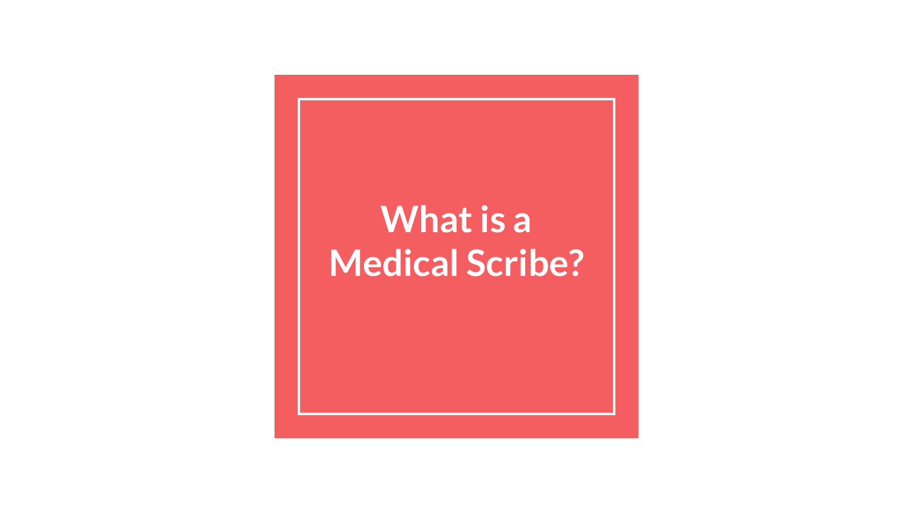# What is a Medical Scribe?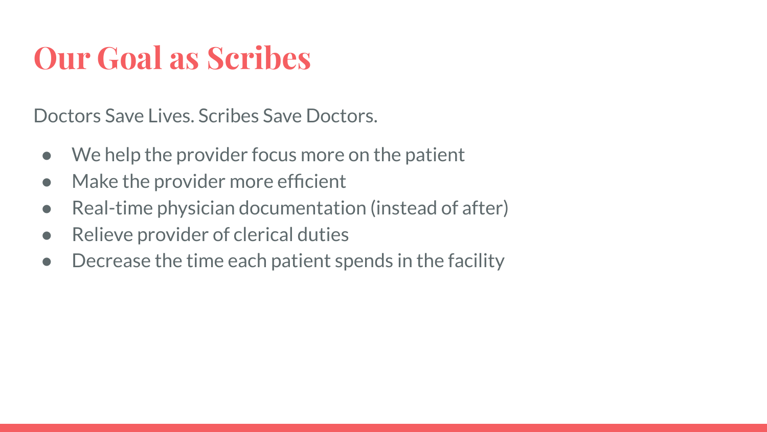# Our Goal as Scribes

Doctors Save Lives. Scribes Save Doctors.

- We help the provider focus more on the patient
- Make the provider more efficient
- Real-time physician documentation (instead of after)
- Relieve provider of clerical duties
- Decrease the time each patient spends in the facility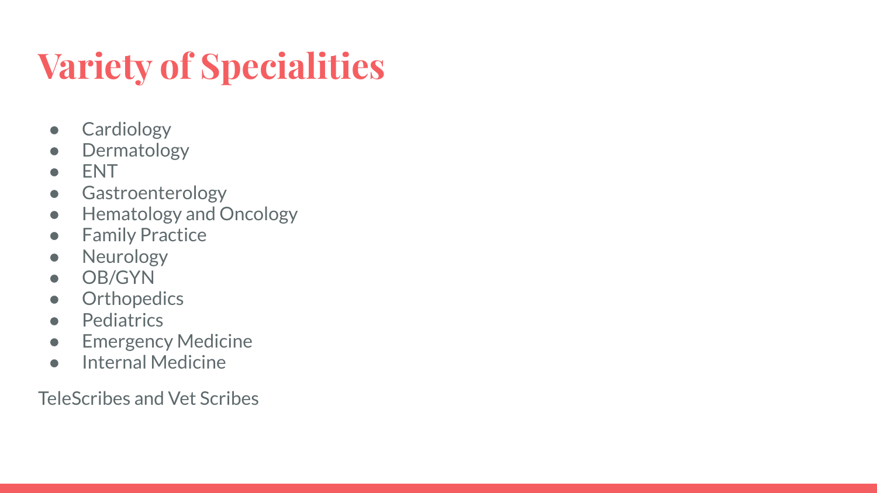# Variety of Specialities

- Cardiology
- Dermatology
- ENT
- Gastroenterology
- Hematology and Oncology
- Family Practice
- Neurology
- OB/GYN
- Orthopedics
- Pediatrics
- Emergency Medicine
- Internal Medicine

TeleScribes and Vet Scribes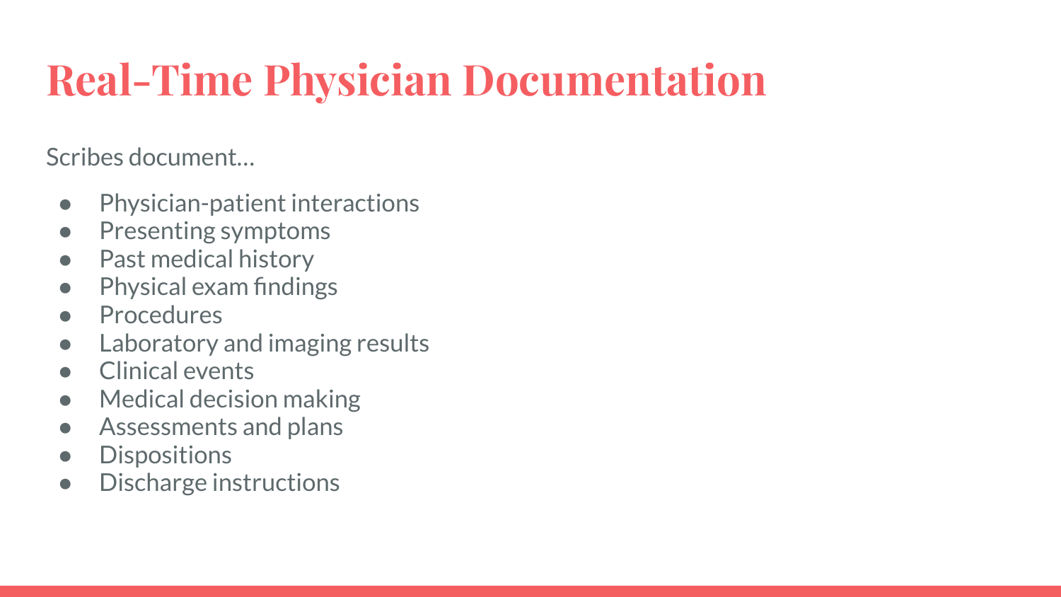# Real-Time Physician Documentation

Scribes document…

- Physician-patient interactions
- Presenting symptoms
- Past medical history
- Physical exam findings
- Procedures
- Laboratory and imaging results
- Clinical events
- Medical decision making
- Assessments and plans
- Dispositions
- Discharge instructions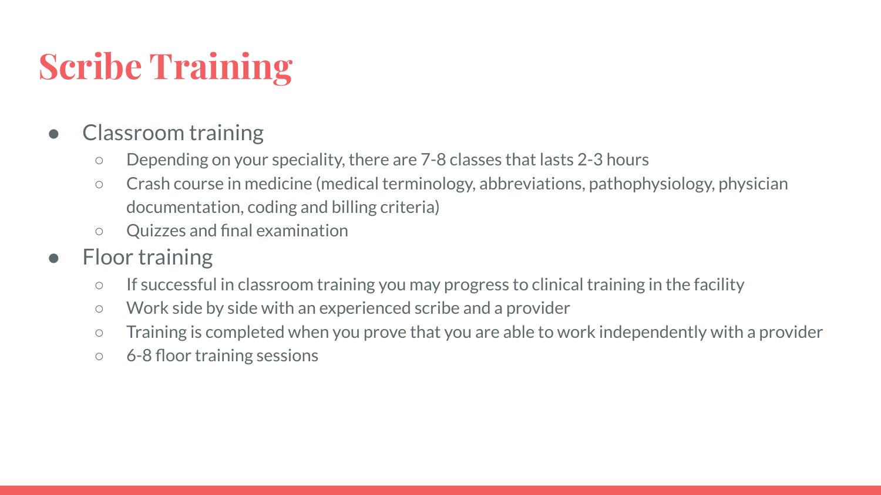# Scribe Training

- Classroom training
  - Depending on your speciality, there are 7-8 classes that lasts 2-3 hours
  - Crash course in medicine (medical terminology, abbreviations, pathophysiology, physician documentation, coding and billing criteria)
  - Quizzes and final examination
- Floor training
  - If successful in classroom training you may progress to clinical training in the facility
  - Work side by side with an experienced scribe and a provider
  - Training is completed when you prove that you are able to work independently with a provider
  - 6-8 floor training sessions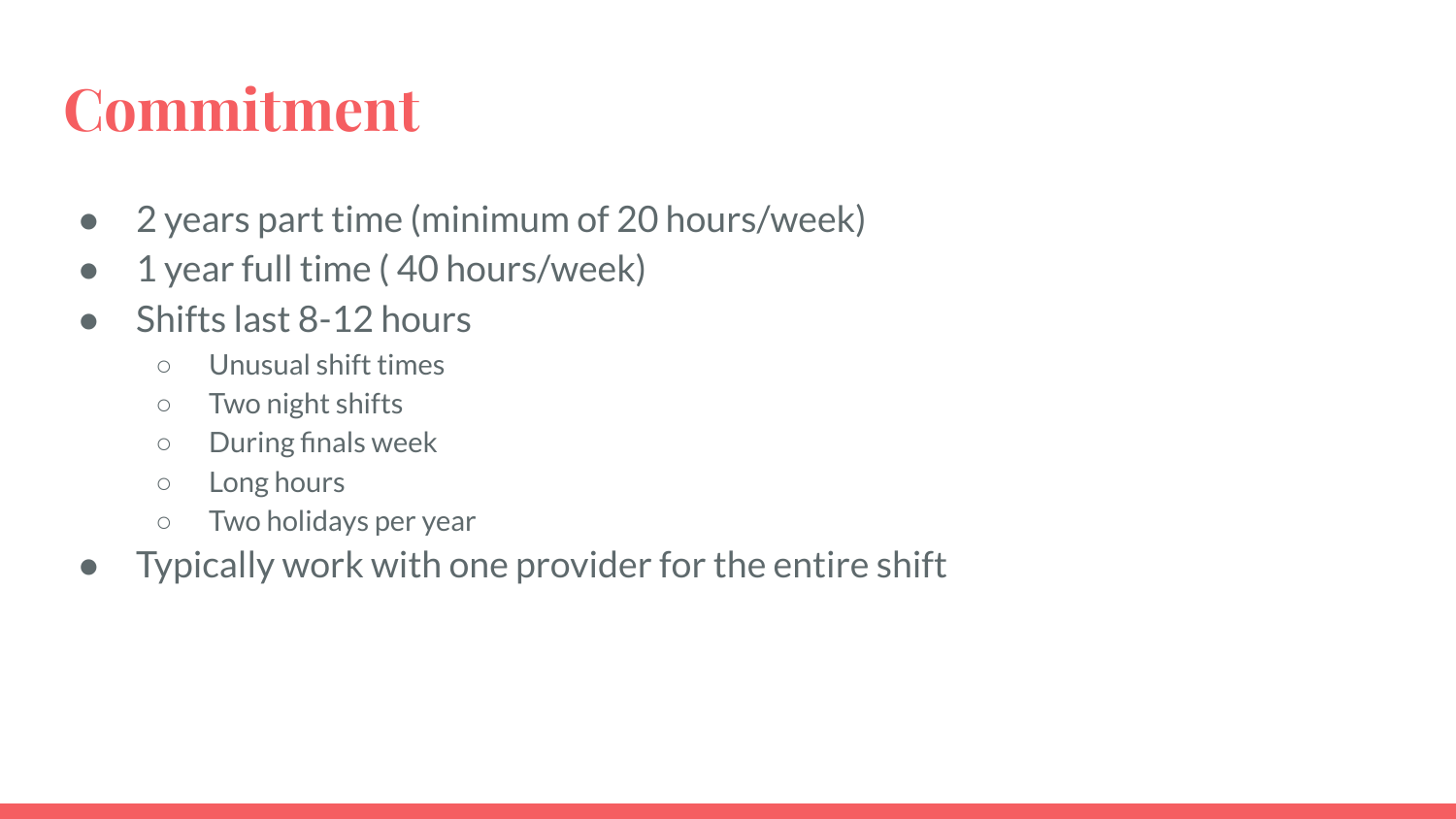# Commitment

- 2 years part time (minimum of 20 hours/week)
- 1 year full time ( 40 hours/week)
- Shifts last 8-12 hours
  - Unusual shift times
  - Two night shifts
  - During finals week
  - Long hours
  - Two holidays per year
- Typically work with one provider for the entire shift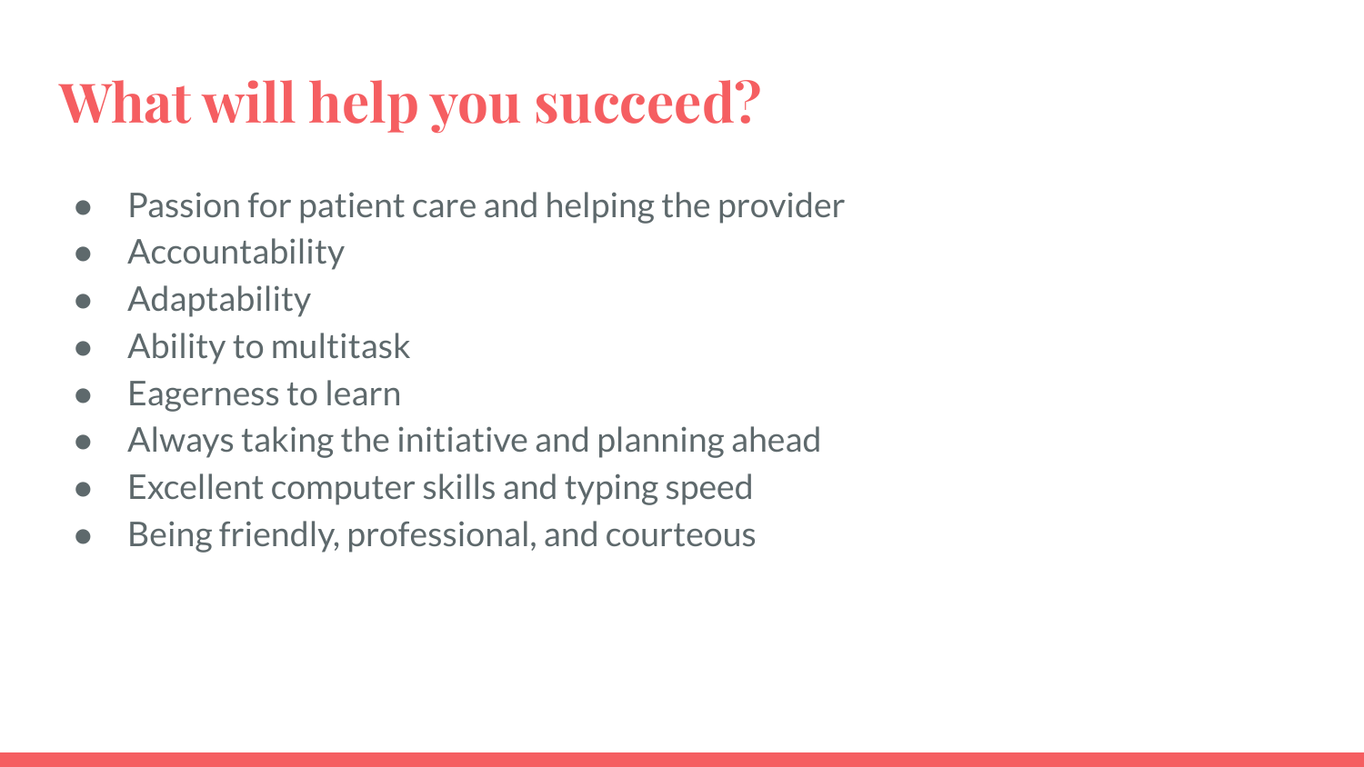# What will help you succeed?

- Passion for patient care and helping the provider
- Accountability
- Adaptability
- Ability to multitask
- Eagerness to learn
- Always taking the initiative and planning ahead
- Excellent computer skills and typing speed
- Being friendly, professional, and courteous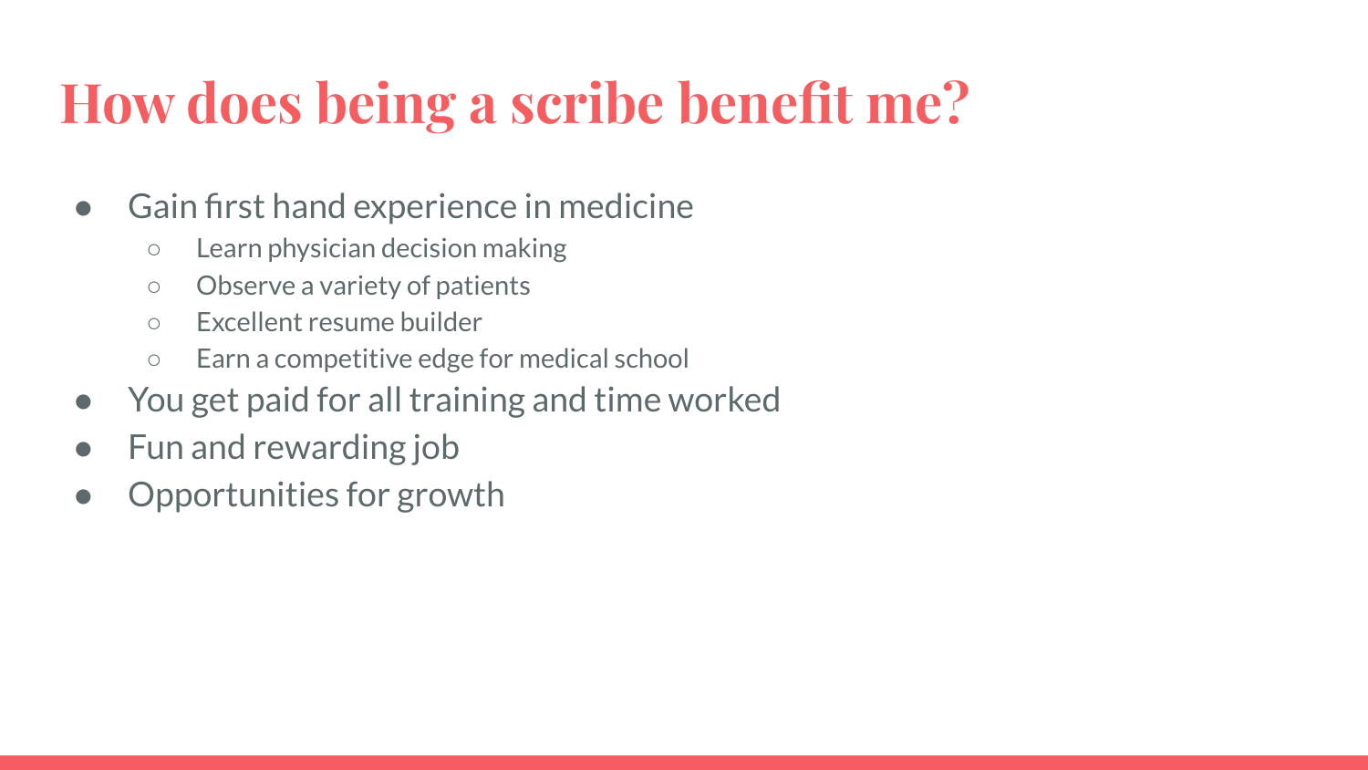# How does being a scribe benefit me?

- Gain first hand experience in medicine
  - Learn physician decision making
  - Observe a variety of patients
  - Excellent resume builder
  - Earn a competitive edge for medical school
- You get paid for all training and time worked
- Fun and rewarding job
- Opportunities for growth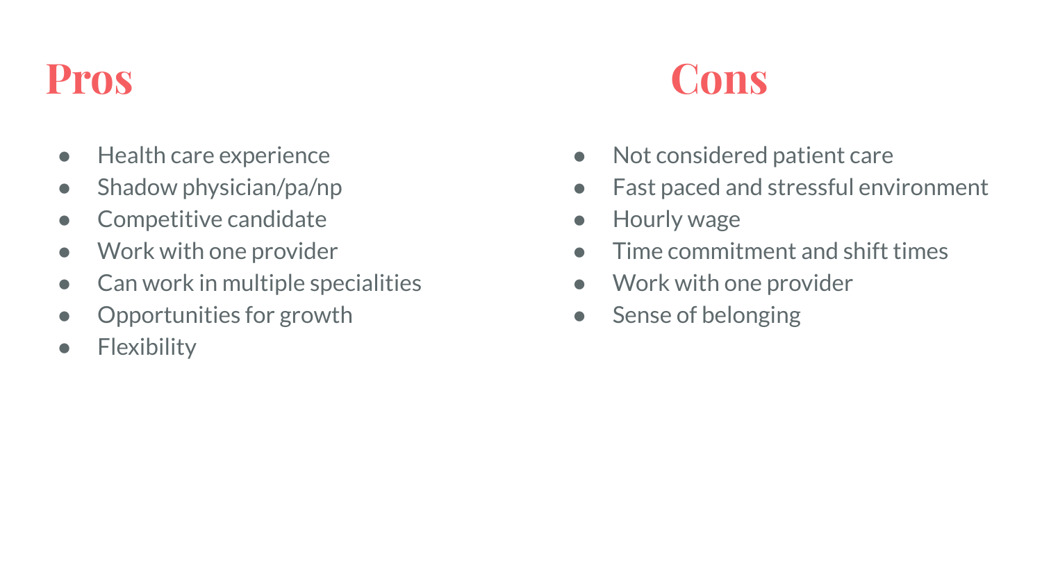## Pros

- Health care experience
- Shadow physician/pa/np
- Competitive candidate
- Work with one provider
- Can work in multiple specialities
- Opportunities for growth
- Flexibility

## Cons

- Not considered patient care
- Fast paced and stressful environment
- Hourly wage
- Time commitment and shift times
- Work with one provider
- Sense of belonging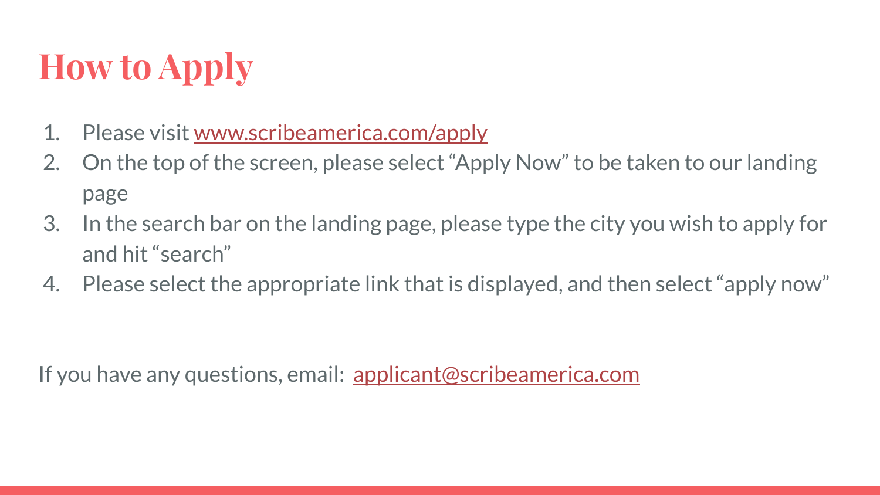# How to Apply

1. Please visit www.scribeamerica.com/apply
2. On the top of the screen, please select "Apply Now" to be taken to our landing page
3. In the search bar on the landing page, please type the city you wish to apply for and hit "search"
4. Please select the appropriate link that is displayed, and then select "apply now"

If you have any questions, email: applicant@scribeamerica.com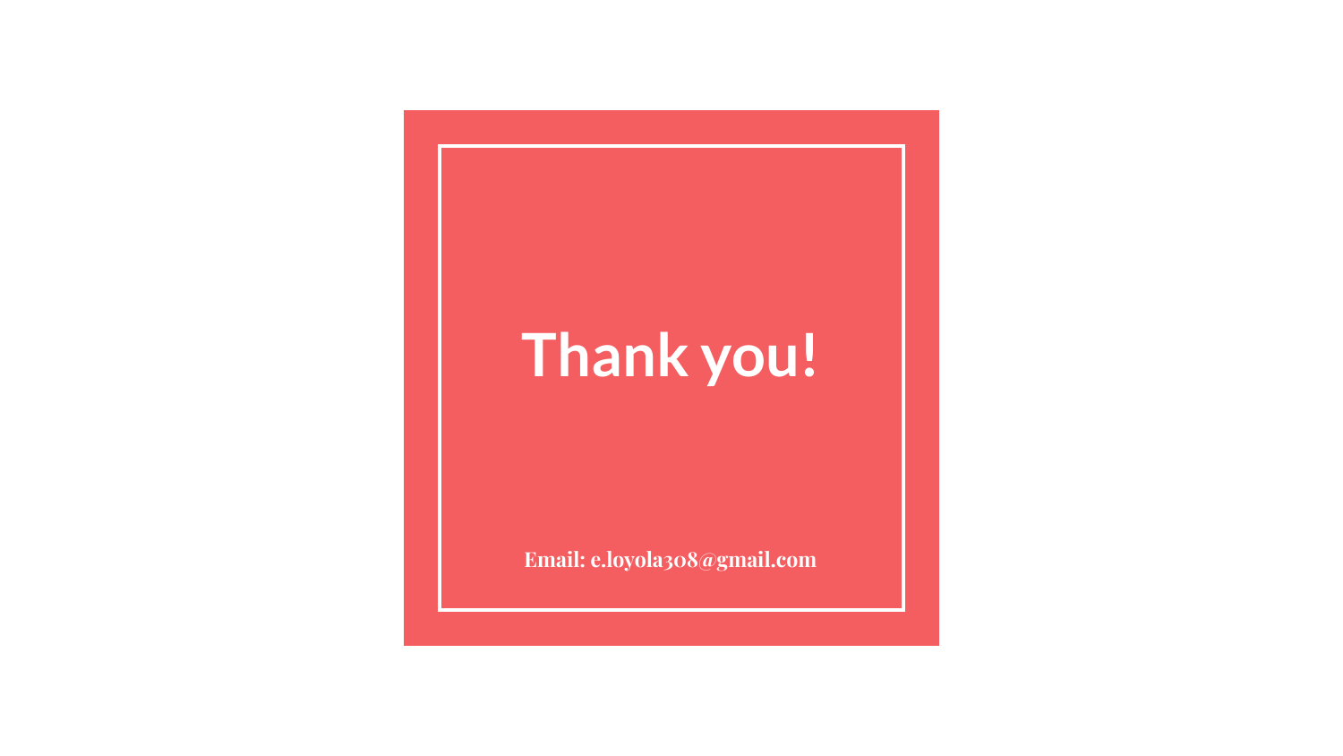# Thank you!

**Email: e.loyola308@gmail.com**